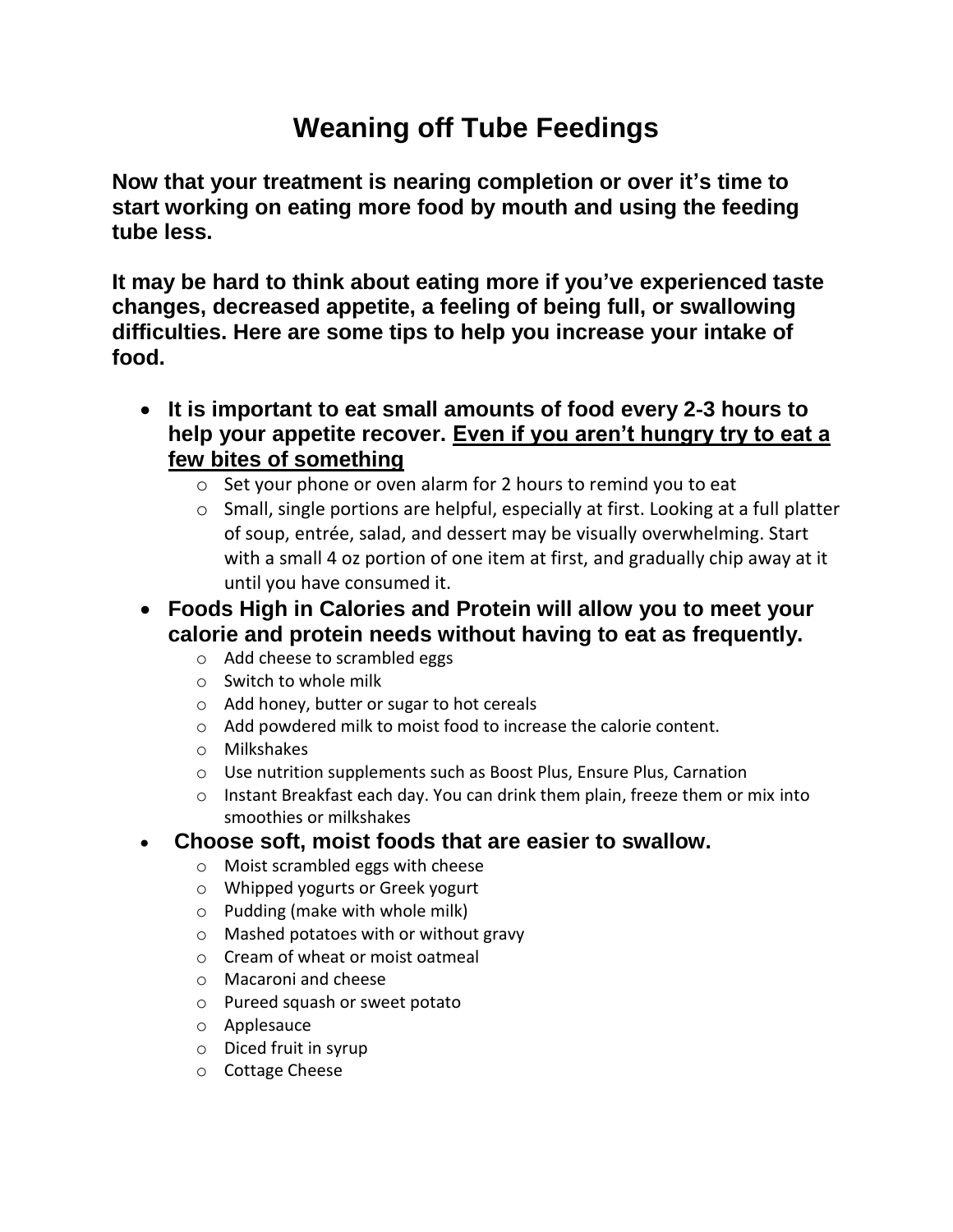# Weaning off Tube Feedings

**Now that your treatment is nearing completion or over it's time to start working on eating more food by mouth and using the feeding tube less.**

**It may be hard to think about eating more if you've experienced taste changes, decreased appetite, a feeling of being full, or swallowing difficulties. Here are some tips to help you increase your intake of food.**

- **It is important to eat small amounts of food every 2-3 hours to help your appetite recover. <u>Even if you aren't hungry try to eat a few bites of something</u>**
  - Set your phone or oven alarm for 2 hours to remind you to eat
  - Small, single portions are helpful, especially at first. Looking at a full platter of soup, entrée, salad, and dessert may be visually overwhelming. Start with a small 4 oz portion of one item at first, and gradually chip away at it until you have consumed it.
- **Foods High in Calories and Protein will allow you to meet your calorie and protein needs without having to eat as frequently.**
  - Add cheese to scrambled eggs
  - Switch to whole milk
  - Add honey, butter or sugar to hot cereals
  - Add powdered milk to moist food to increase the calorie content.
  - Milkshakes
  - Use nutrition supplements such as Boost Plus, Ensure Plus, Carnation
  - Instant Breakfast each day. You can drink them plain, freeze them or mix into smoothies or milkshakes
- **Choose soft, moist foods that are easier to swallow.**
  - Moist scrambled eggs with cheese
  - Whipped yogurts or Greek yogurt
  - Pudding (make with whole milk)
  - Mashed potatoes with or without gravy
  - Cream of wheat or moist oatmeal
  - Macaroni and cheese
  - Pureed squash or sweet potato
  - Applesauce
  - Diced fruit in syrup
  - Cottage Cheese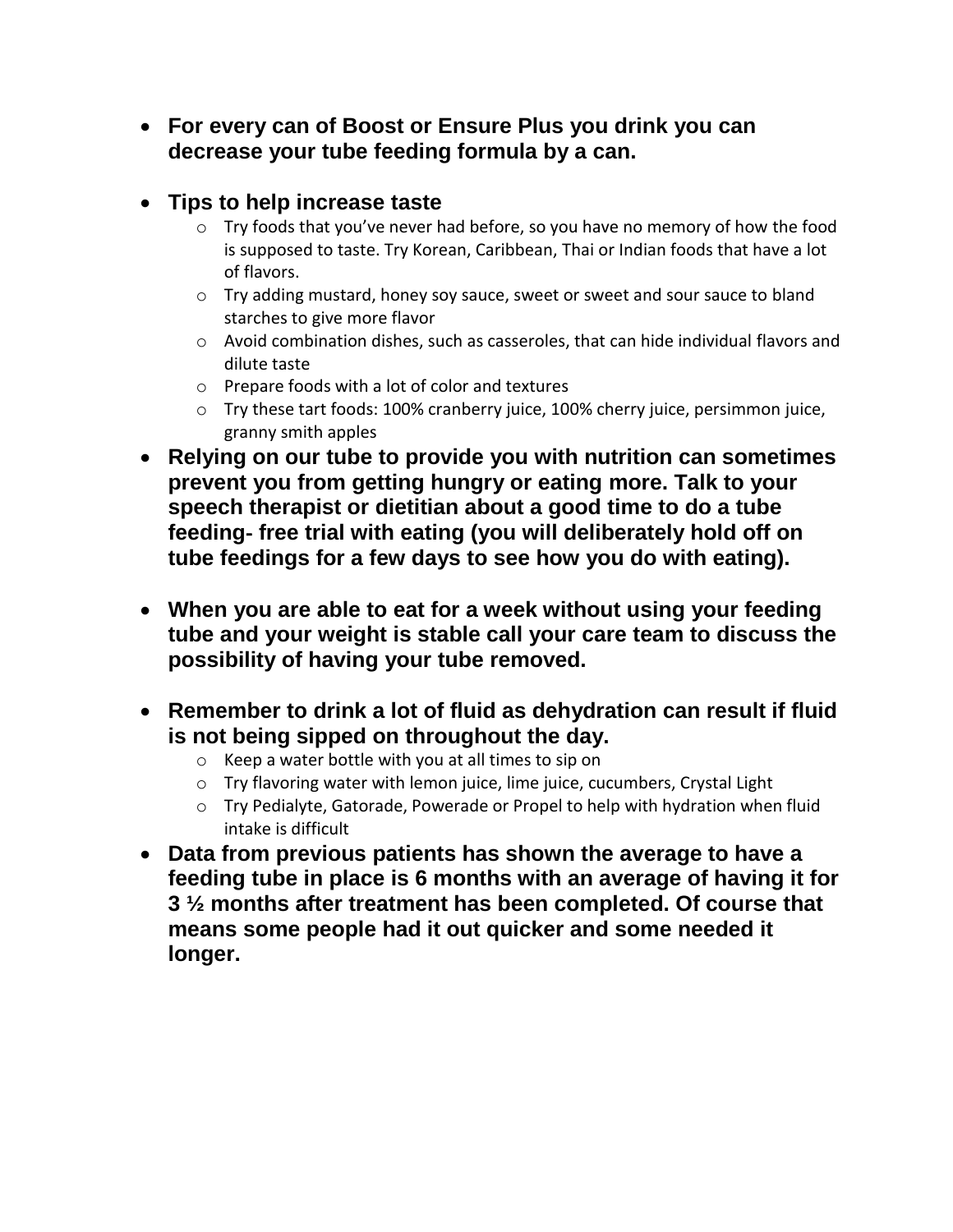- **For every can of Boost or Ensure Plus you drink you can decrease your tube feeding formula by a can.**

- **Tips to help increase taste**
  - Try foods that you've never had before, so you have no memory of how the food is supposed to taste. Try Korean, Caribbean, Thai or Indian foods that have a lot of flavors.
  - Try adding mustard, honey soy sauce, sweet or sweet and sour sauce to bland starches to give more flavor
  - Avoid combination dishes, such as casseroles, that can hide individual flavors and dilute taste
  - Prepare foods with a lot of color and textures
  - Try these tart foods: 100% cranberry juice, 100% cherry juice, persimmon juice, granny smith apples

- **Relying on our tube to provide you with nutrition can sometimes prevent you from getting hungry or eating more. Talk to your speech therapist or dietitian about a good time to do a tube feeding- free trial with eating (you will deliberately hold off on tube feedings for a few days to see how you do with eating).**

- **When you are able to eat for a week without using your feeding tube and your weight is stable call your care team to discuss the possibility of having your tube removed.**

- **Remember to drink a lot of fluid as dehydration can result if fluid is not being sipped on throughout the day.**
  - Keep a water bottle with you at all times to sip on
  - Try flavoring water with lemon juice, lime juice, cucumbers, Crystal Light
  - Try Pedialyte, Gatorade, Powerade or Propel to help with hydration when fluid intake is difficult

- **Data from previous patients has shown the average to have a feeding tube in place is 6 months with an average of having it for 3 ½ months after treatment has been completed. Of course that means some people had it out quicker and some needed it longer.**